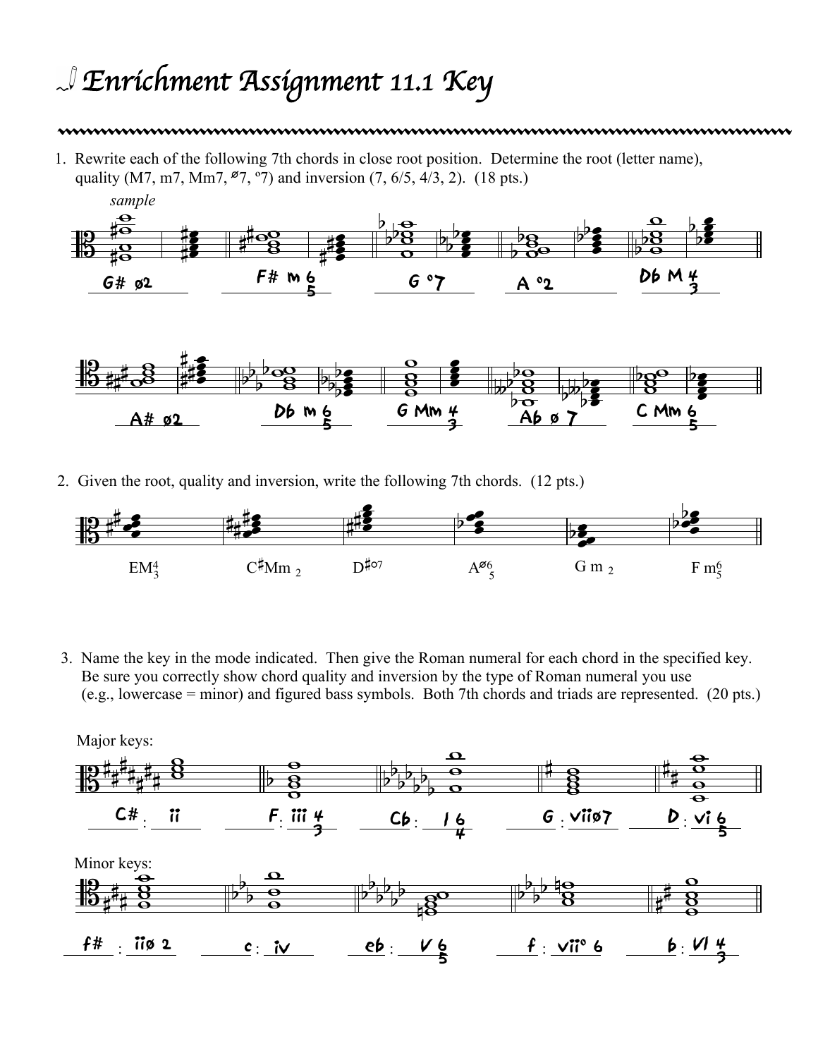# Enrichment Assignment 11.1 Key

1. Rewrite each of the following 7th chords in close root position. Determine the root (letter name), quality (M7, m7, Mm7, ø7, º7) and inversion (7, 6/5, 4/3, 2). (18 pts.)

*sample*

G# ø2 | F# m 6/5 | G º7 | A º2 | Db M 4/3

A# ø2 | Db m 6/5 | G Mm 4/3 | Ab ø 7 | C Mm 6/5

2. Given the root, quality and inversion, write the following 7th chords. (12 pts.)

$EM^4_3$ | $C\sharp Mm_2$ | $D\sharp^{o7}$ | $A^{ø6}_5$ | $G\ m_2$ | $F\ m^6_5$

3. Name the key in the mode indicated. Then give the Roman numeral for each chord in the specified key. Be sure you correctly show chord quality and inversion by the type of Roman numeral you use (e.g., lowercase = minor) and figured bass symbols. Both 7th chords and triads are represented. (20 pts.)

Major keys:

C# : ii | F : iii 4/3 | Cb : I 6/4 | G : viiø7 | D : vi 6/5

Minor keys:

f# : iiø 2 | c : iv | eb : V 6/5 | f : viiº 6 | b : VI 4/3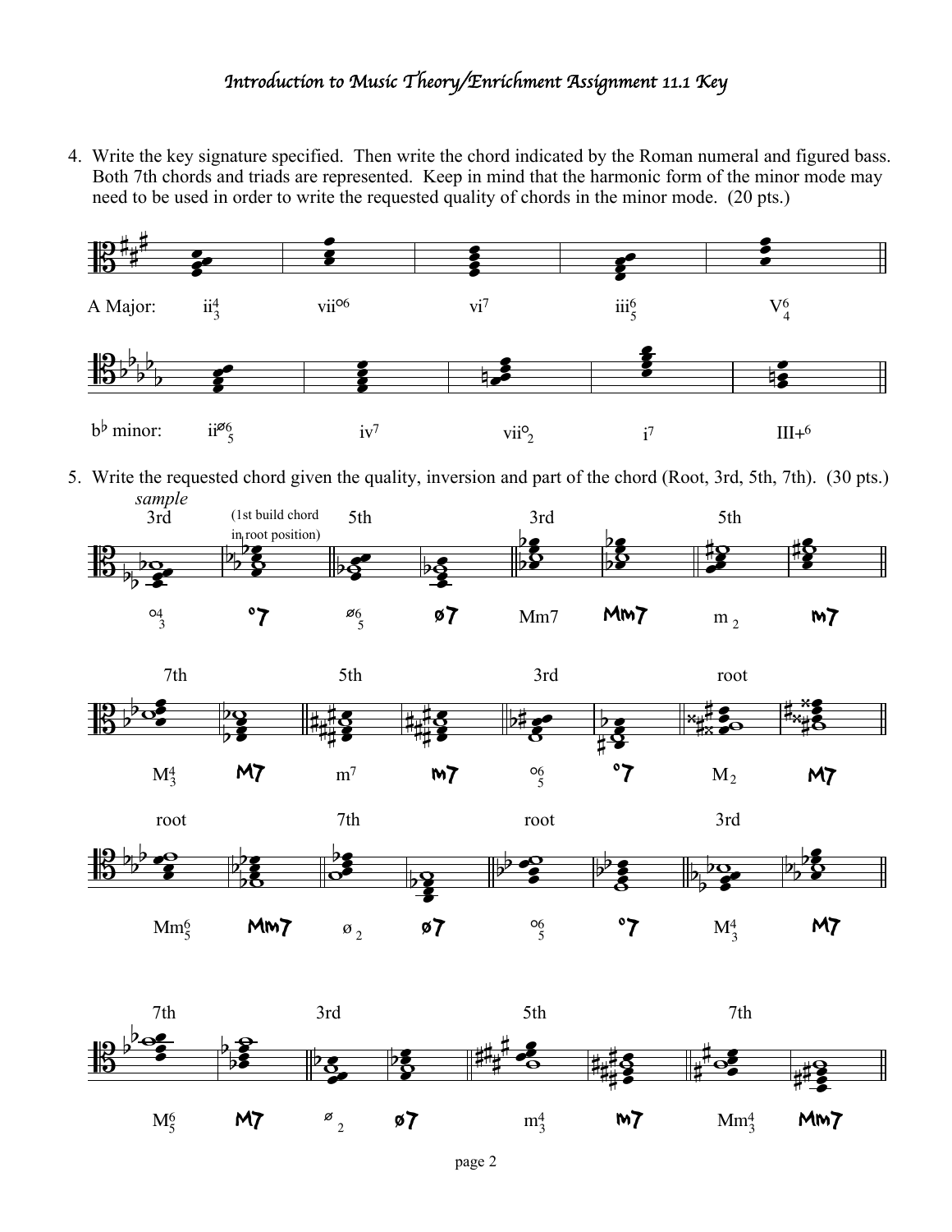# Introduction to Music Theory/Enrichment Assignment 11.1 Key

4. Write the key signature specified. Then write the chord indicated by the Roman numeral and figured bass. Both 7th chords and triads are represented. Keep in mind that the harmonic form of the minor mode may need to be used in order to write the requested quality of chords in the minor mode. (20 pts.)

A Major: $ii^4_3$ $vii^{o6}$ $vi^7$ $iii^6_5$ $V^6_4$

b♭ minor: $ii^{ø6}_5$ $iv^7$ $vii^o_2$ $i^7$ $III+^6$

5. Write the requested chord given the quality, inversion and part of the chord (Root, 3rd, 5th, 7th). (30 pts.)

*sample*

3rd (1st build chord in root position) 5th 3rd 5th

$^{o4}_{3}$ °7 $^{ø6}_{5}$ ø7 Mm7 MM7 m $_2$ m7

7th 5th 3rd root

$M^4_3$ M7 $m^7$ m7 $^{o6}_{5}$ °7 $M_2$ M7

root 7th root 3rd

$Mm^6_5$ MM7 ø $_2$ ø7 $^{o6}_{5}$ °7 $M^4_3$ M7

7th 3rd 5th 7th

$M^6_5$ M7 $^{ø}{}_{2}$ ø7 $m^4_3$ m7 $Mm^4_3$ MM7